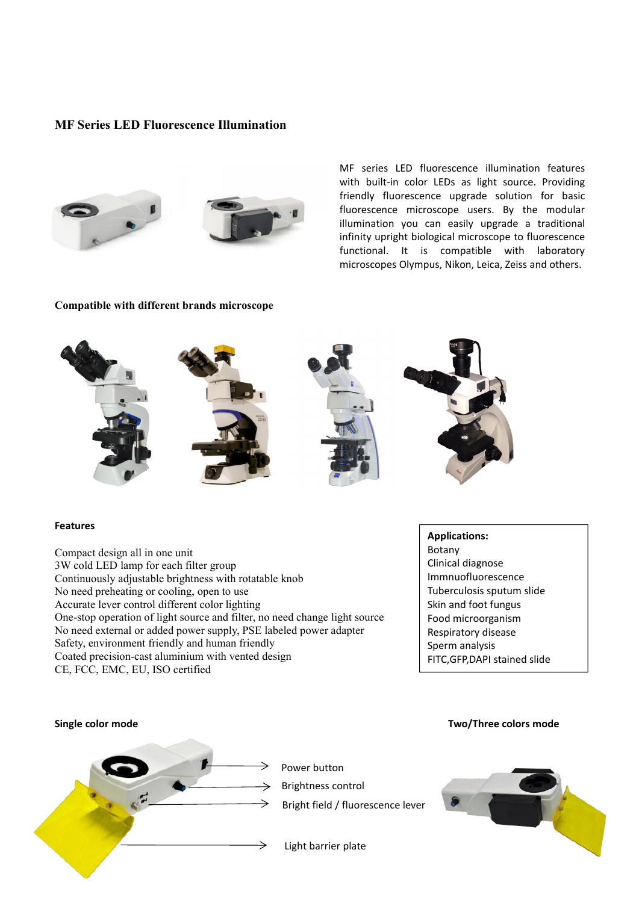# MF Series LED Fluorescence Illumination

MF series LED fluorescence illumination features with built-in color LEDs as light source. Providing friendly fluorescence upgrade solution for basic fluorescence microscope users. By the modular illumination you can easily upgrade a traditional infinity upright biological microscope to fluorescence functional. It is compatible with laboratory microscopes Olympus, Nikon, Leica, Zeiss and others.

## Compatible with different brands microscope

## Features

Compact design all in one unit
3W cold LED lamp for each filter group
Continuously adjustable brightness with rotatable knob
No need preheating or cooling, open to use
Accurate lever control different color lighting
One-stop operation of light source and filter, no need change light source
No need external or added power supply, PSE labeled power adapter
Safety, environment friendly and human friendly
Coated precision-cast aluminium with vented design
CE, FCC, EMC, EU, ISO certified

**Applications:**
Botany
Clinical diagnose
Immnuofluorescence
Tuberculosis sputum slide
Skin and foot fungus
Food microorganism
Respiratory disease
Sperm analysis
FITC,GFP,DAPI stained slide

**Single color mode**

Power button
Brightness control
Bright field / fluorescence lever
Light barrier plate

**Two/Three colors mode**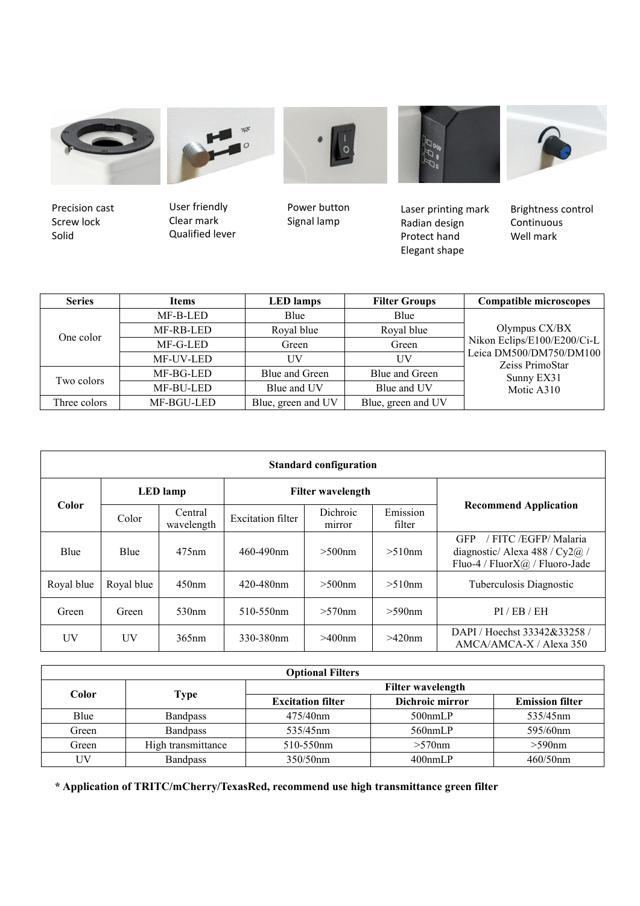Precision cast
Screw lock
Solid

User friendly
Clear mark
Qualified lever

Power button
Signal lamp

Laser printing mark
Radian design
Protect hand
Elegant shape

Brightness control
Continuous
Well mark

| Series | Items | LED lamps | Filter Groups | Compatible microscopes |
|---|---|---|---|---|
| One color | MF-B-LED | Blue | Blue | Olympus CX/BX<br>Nikon Eclips/E100/E200/Ci-L<br>Leica DM500/DM750/DM100<br>Zeiss PrimoStar<br>Sunny EX31<br>Motic A310 |
| | MF-RB-LED | Royal blue | Royal blue | |
| | MF-G-LED | Green | Green | |
| | MF-UV-LED | UV | UV | |
| Two colors | MF-BG-LED | Blue and Green | Blue and Green | |
| | MF-BU-LED | Blue and UV | Blue and UV | |
| Three colors | MF-BGU-LED | Blue, green and UV | Blue, green and UV | |

| Standard configuration | | | | | | |
|---|---|---|---|---|---|---|
| Color | LED lamp | | Filter wavelength | | | Recommend Application |
| | Color | Central wavelength | Excitation filter | Dichroic mirror | Emission filter | |
| Blue | Blue | 475nm | 460-490nm | >500nm | >510nm | GFP / FITC /EGFP/ Malaria diagnostic/ Alexa 488 / Cy2@ / Fluo-4 / FluorX@ / Fluoro-Jade |
| Royal blue | Royal blue | 450nm | 420-480nm | >500nm | >510nm | Tuberculosis Diagnostic |
| Green | Green | 530nm | 510-550nm | >570nm | >590nm | PI / EB / EH |
| UV | UV | 365nm | 330-380nm | >400nm | >420nm | DAPI / Hoechst 33342&33258 / AMCA/AMCA-X / Alexa 350 |

| Optional Filters | | | | |
|---|---|---|---|---|
| Color | Type | Filter wavelength | | |
| | | Excitation filter | Dichroic mirror | Emission filter |
| Blue | Bandpass | 475/40nm | 500nmLP | 535/45nm |
| Green | Bandpass | 535/45nm | 560nmLP | 595/60nm |
| Green | High transmittance | 510-550nm | >570nm | >590nm |
| UV | Bandpass | 350/50nm | 400nmLP | 460/50nm |

**\* Application of TRITC/mCherry/TexasRed, recommend use high transmittance green filter**